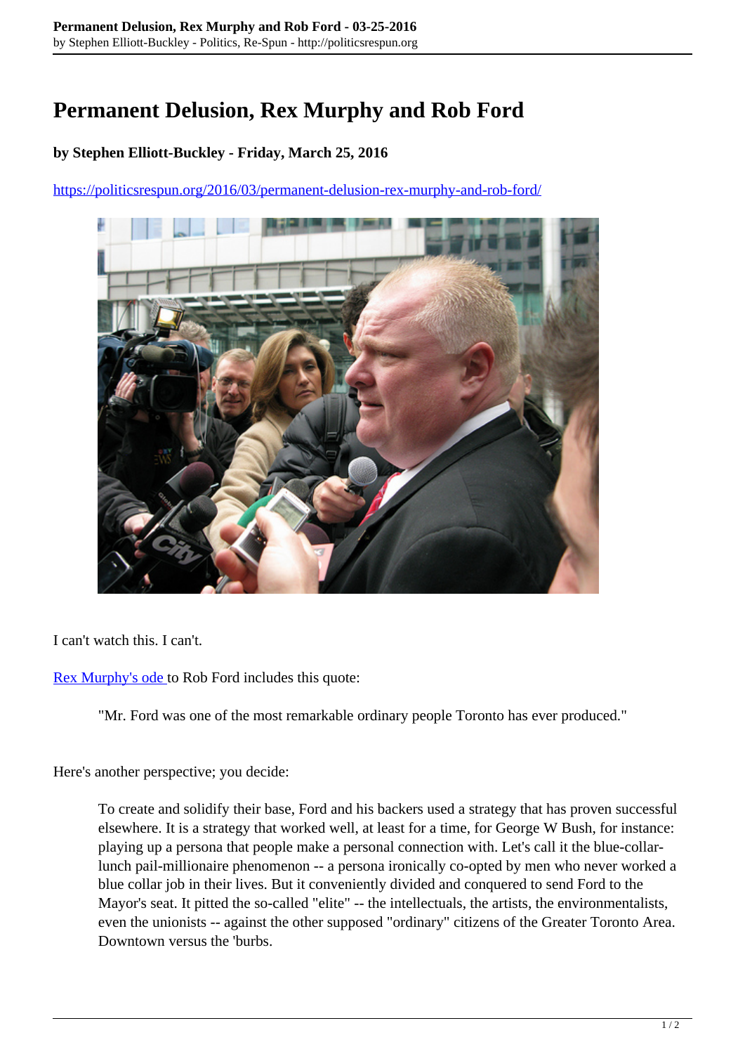# Permanent Delusion, Rex Murphy and Rob Ford

**by Stephen Elliott-Buckley - Friday, March 25, 2016**

https://politicsrespun.org/2016/03/permanent-delusion-rex-murphy-and-rob-ford/

I can't watch this. I can't.

Rex Murphy's ode to Rob Ford includes this quote:

> "Mr. Ford was one of the most remarkable ordinary people Toronto has ever produced."

Here's another perspective; you decide:

> To create and solidify their base, Ford and his backers used a strategy that has proven successful elsewhere. It is a strategy that worked well, at least for a time, for George W Bush, for instance: playing up a persona that people make a personal connection with. Let's call it the blue-collar-lunch pail-millionaire phenomenon -- a persona ironically co-opted by men who never worked a blue collar job in their lives. But it conveniently divided and conquered to send Ford to the Mayor's seat. It pitted the so-called "elite" -- the intellectuals, the artists, the environmentalists, even the unionists -- against the other supposed "ordinary" citizens of the Greater Toronto Area. Downtown versus the 'burbs.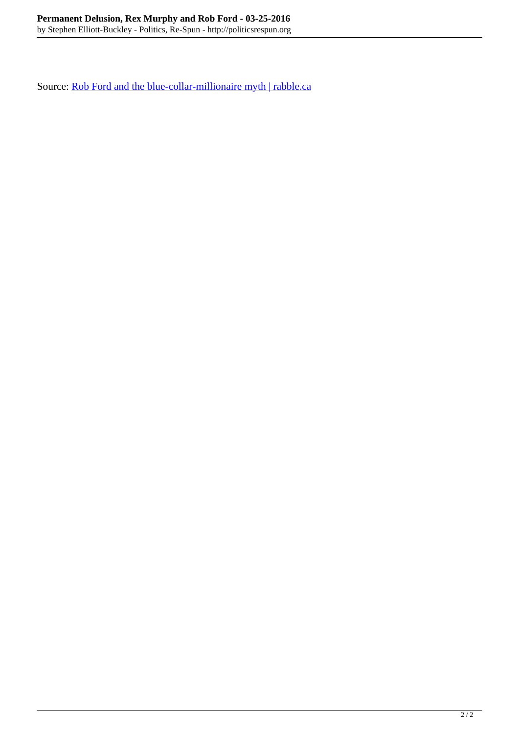Source: [Rob Ford and the blue-collar-millionaire myth | rabble.ca]()